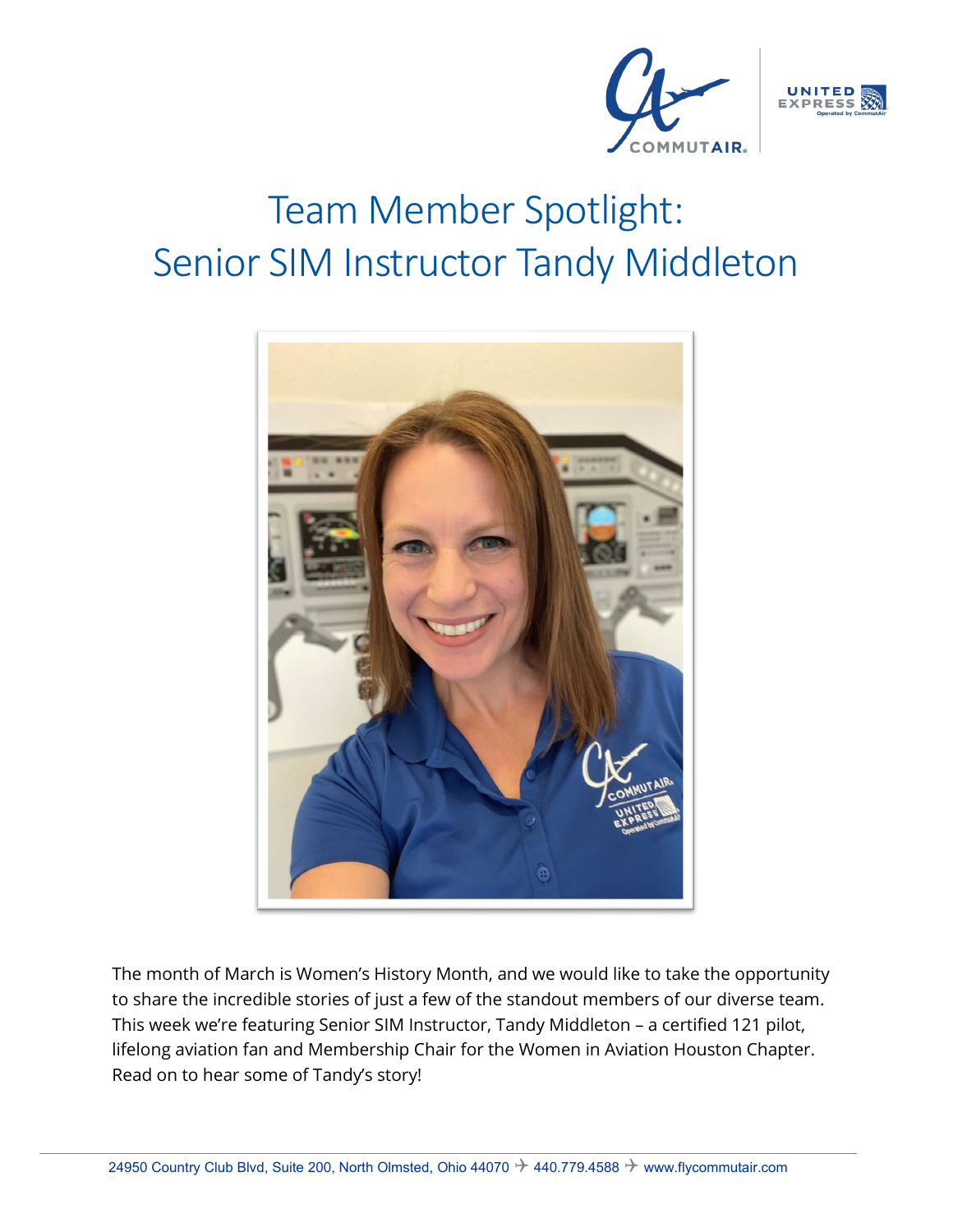# Team Member Spotlight: Senior SIM Instructor Tandy Middleton

The month of March is Women's History Month, and we would like to take the opportunity to share the incredible stories of just a few of the standout members of our diverse team. This week we're featuring Senior SIM Instructor, Tandy Middleton – a certified 121 pilot, lifelong aviation fan and Membership Chair for the Women in Aviation Houston Chapter. Read on to hear some of Tandy's story!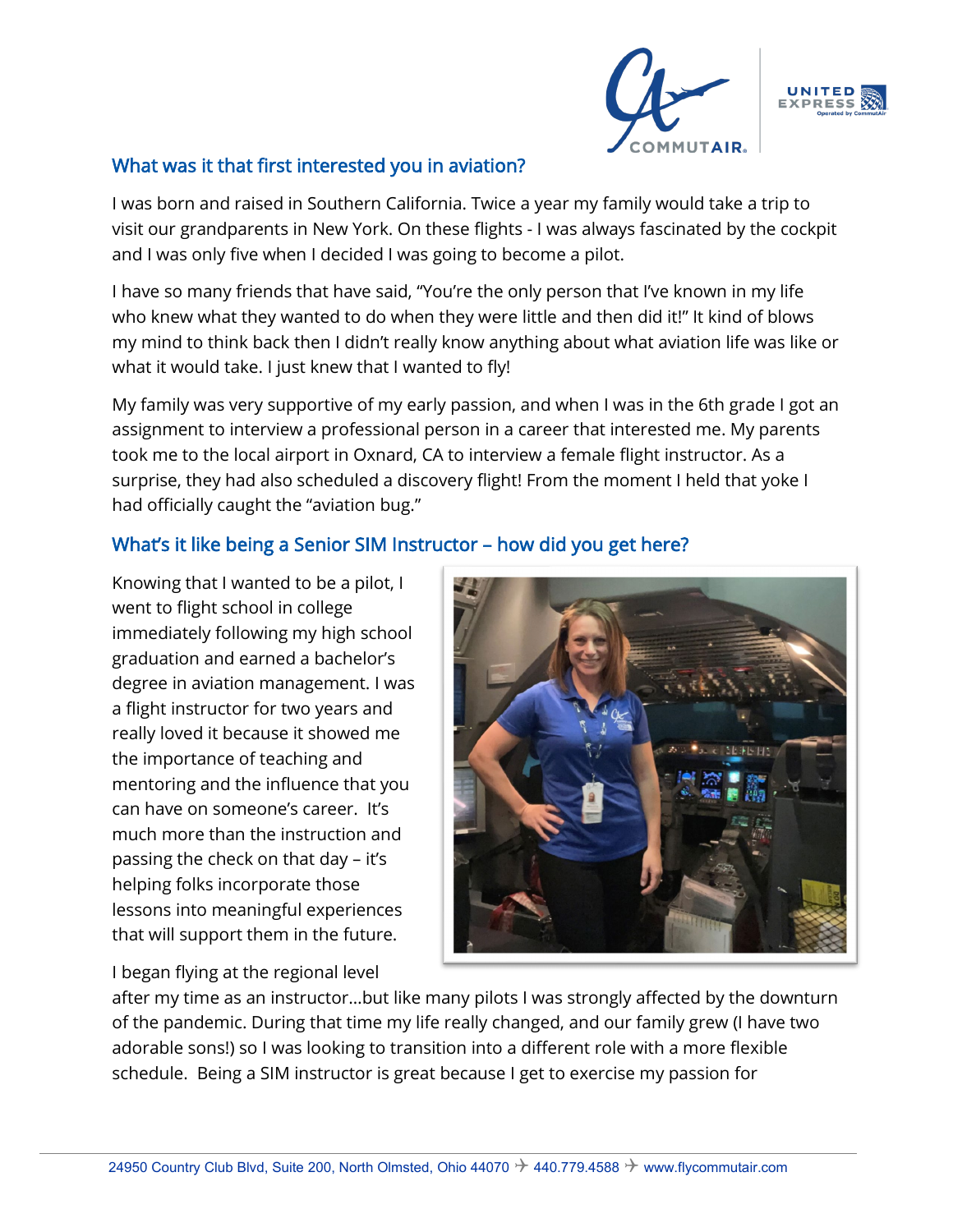## What was it that first interested you in aviation?

I was born and raised in Southern California. Twice a year my family would take a trip to visit our grandparents in New York. On these flights - I was always fascinated by the cockpit and I was only five when I decided I was going to become a pilot.

I have so many friends that have said, "You're the only person that I've known in my life who knew what they wanted to do when they were little and then did it!" It kind of blows my mind to think back then I didn't really know anything about what aviation life was like or what it would take. I just knew that I wanted to fly!

My family was very supportive of my early passion, and when I was in the 6th grade I got an assignment to interview a professional person in a career that interested me. My parents took me to the local airport in Oxnard, CA to interview a female flight instructor. As a surprise, they had also scheduled a discovery flight! From the moment I held that yoke I had officially caught the "aviation bug."

## What's it like being a Senior SIM Instructor – how did you get here?

Knowing that I wanted to be a pilot, I went to flight school in college immediately following my high school graduation and earned a bachelor's degree in aviation management. I was a flight instructor for two years and really loved it because it showed me the importance of teaching and mentoring and the influence that you can have on someone's career. It's much more than the instruction and passing the check on that day – it's helping folks incorporate those lessons into meaningful experiences that will support them in the future.

I began flying at the regional level after my time as an instructor…but like many pilots I was strongly affected by the downturn of the pandemic. During that time my life really changed, and our family grew (I have two adorable sons!) so I was looking to transition into a different role with a more flexible schedule. Being a SIM instructor is great because I get to exercise my passion for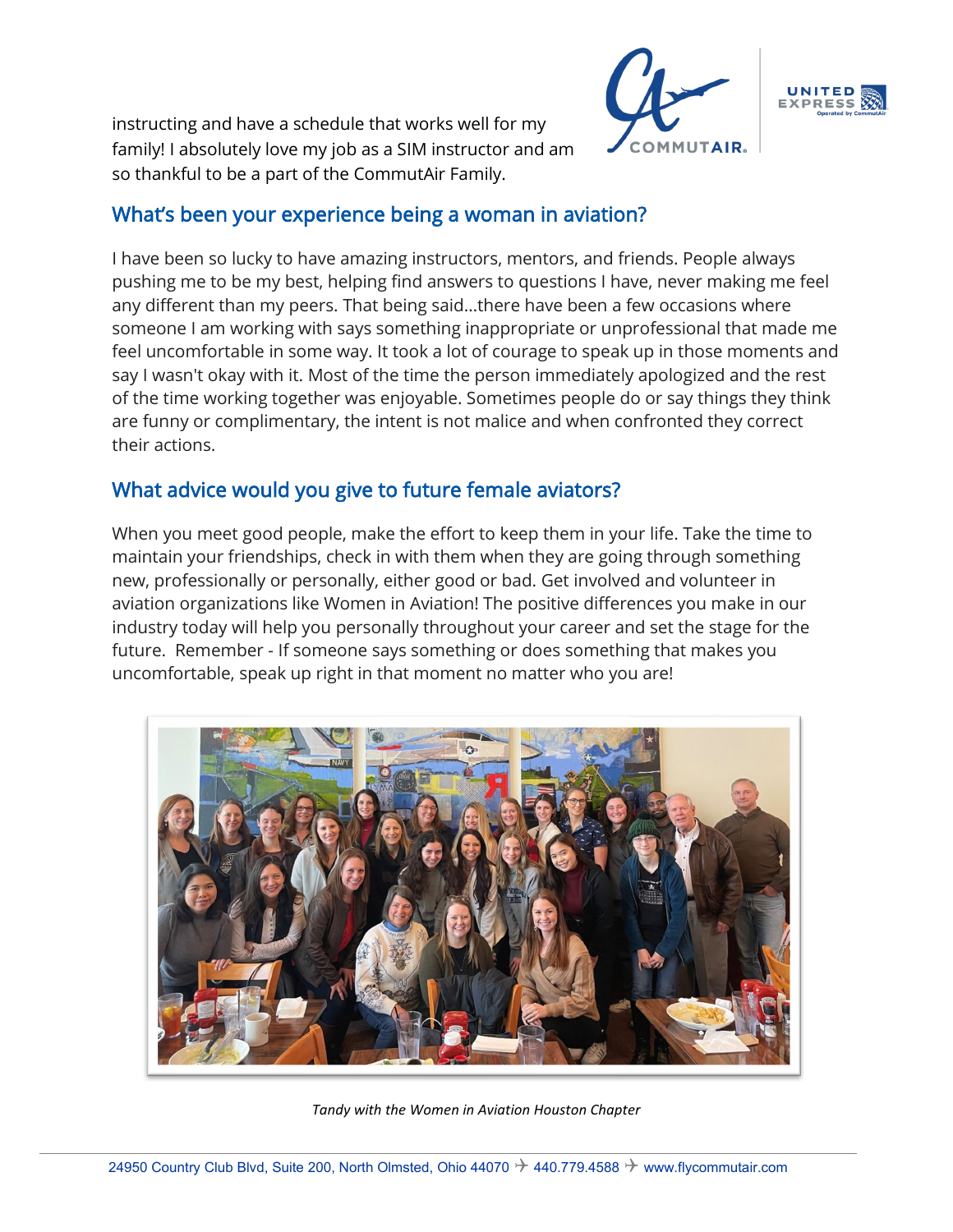instructing and have a schedule that works well for my family! I absolutely love my job as a SIM instructor and am so thankful to be a part of the CommutAir Family.

## What's been your experience being a woman in aviation?

I have been so lucky to have amazing instructors, mentors, and friends. People always pushing me to be my best, helping find answers to questions I have, never making me feel any different than my peers. That being said…there have been a few occasions where someone I am working with says something inappropriate or unprofessional that made me feel uncomfortable in some way. It took a lot of courage to speak up in those moments and say I wasn't okay with it. Most of the time the person immediately apologized and the rest of the time working together was enjoyable. Sometimes people do or say things they think are funny or complimentary, the intent is not malice and when confronted they correct their actions.

## What advice would you give to future female aviators?

When you meet good people, make the effort to keep them in your life. Take the time to maintain your friendships, check in with them when they are going through something new, professionally or personally, either good or bad. Get involved and volunteer in aviation organizations like Women in Aviation! The positive differences you make in our industry today will help you personally throughout your career and set the stage for the future. Remember - If someone says something or does something that makes you uncomfortable, speak up right in that moment no matter who you are!

*Tandy with the Women in Aviation Houston Chapter*